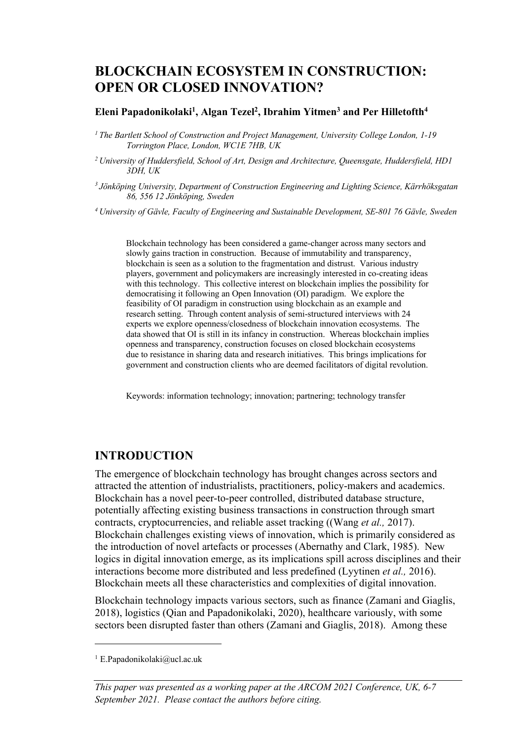# BLOCKCHAIN ECOSYSTEM IN CONSTRUCTION: OPEN OR CLOSED INNOVATION?

**Eleni Papadonikolaki[1], Algan Tezel[2], Ibrahim Yitmen[3] and Per Hilletofth[4]**

[1] *The Bartlett School of Construction and Project Management, University College London, 1-19 Torrington Place, London, WC1E 7HB, UK*

[2] *University of Huddersfield, School of Art, Design and Architecture, Queensgate, Huddersfield, HD1 3DH, UK*

[3] *Jönköping University, Department of Construction Engineering and Lighting Science, Kärrhöksgatan 86, 556 12 Jönköping, Sweden*

[4] *University of Gävle, Faculty of Engineering and Sustainable Development, SE-801 76 Gävle, Sweden*

Blockchain technology has been considered a game-changer across many sectors and slowly gains traction in construction. Because of immutability and transparency, blockchain is seen as a solution to the fragmentation and distrust. Various industry players, government and policymakers are increasingly interested in co-creating ideas with this technology. This collective interest on blockchain implies the possibility for democratising it following an Open Innovation (OI) paradigm. We explore the feasibility of OI paradigm in construction using blockchain as an example and research setting. Through content analysis of semi-structured interviews with 24 experts we explore openness/closedness of blockchain innovation ecosystems. The data showed that OI is still in its infancy in construction. Whereas blockchain implies openness and transparency, construction focuses on closed blockchain ecosystems due to resistance in sharing data and research initiatives. This brings implications for government and construction clients who are deemed facilitators of digital revolution.

Keywords: information technology; innovation; partnering; technology transfer

## INTRODUCTION

The emergence of blockchain technology has brought changes across sectors and attracted the attention of industrialists, practitioners, policy-makers and academics. Blockchain has a novel peer-to-peer controlled, distributed database structure, potentially affecting existing business transactions in construction through smart contracts, cryptocurrencies, and reliable asset tracking ((Wang *et al.,* 2017). Blockchain challenges existing views of innovation, which is primarily considered as the introduction of novel artefacts or processes (Abernathy and Clark, 1985). New logics in digital innovation emerge, as its implications spill across disciplines and their interactions become more distributed and less predefined (Lyytinen *et al.,* 2016). Blockchain meets all these characteristics and complexities of digital innovation.

Blockchain technology impacts various sectors, such as finance (Zamani and Giaglis, 2018), logistics (Qian and Papadonikolaki, 2020), healthcare variously, with some sectors been disrupted faster than others (Zamani and Giaglis, 2018). Among these

[1] E.Papadonikolaki@ucl.ac.uk

*This paper was presented as a working paper at the ARCOM 2021 Conference, UK, 6-7 September 2021. Please contact the authors before citing.*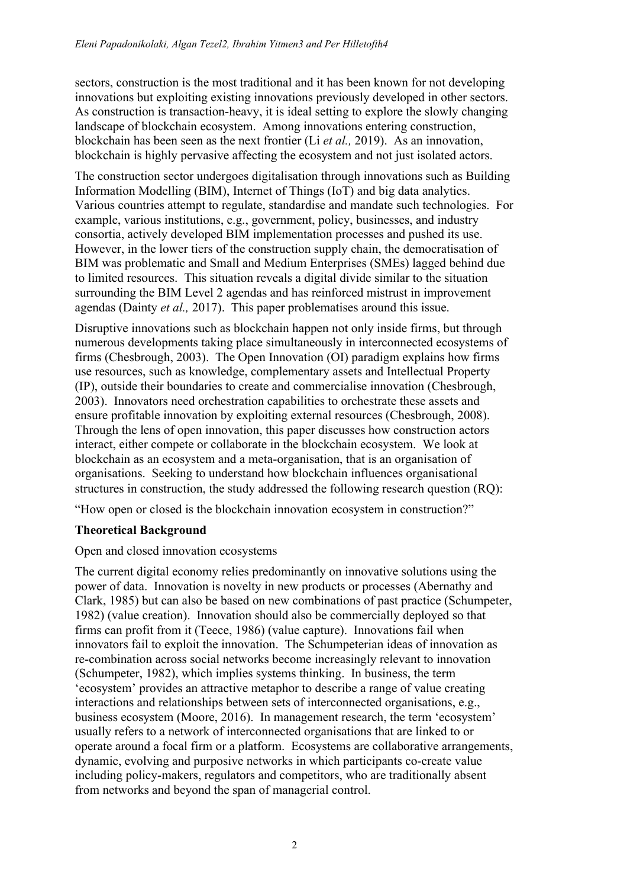sectors, construction is the most traditional and it has been known for not developing innovations but exploiting existing innovations previously developed in other sectors. As construction is transaction-heavy, it is ideal setting to explore the slowly changing landscape of blockchain ecosystem. Among innovations entering construction, blockchain has been seen as the next frontier (Li *et al.,* 2019). As an innovation, blockchain is highly pervasive affecting the ecosystem and not just isolated actors.

The construction sector undergoes digitalisation through innovations such as Building Information Modelling (BIM), Internet of Things (IoT) and big data analytics. Various countries attempt to regulate, standardise and mandate such technologies. For example, various institutions, e.g., government, policy, businesses, and industry consortia, actively developed BIM implementation processes and pushed its use. However, in the lower tiers of the construction supply chain, the democratisation of BIM was problematic and Small and Medium Enterprises (SMEs) lagged behind due to limited resources. This situation reveals a digital divide similar to the situation surrounding the BIM Level 2 agendas and has reinforced mistrust in improvement agendas (Dainty *et al.,* 2017). This paper problematises around this issue.

Disruptive innovations such as blockchain happen not only inside firms, but through numerous developments taking place simultaneously in interconnected ecosystems of firms (Chesbrough, 2003). The Open Innovation (OI) paradigm explains how firms use resources, such as knowledge, complementary assets and Intellectual Property (IP), outside their boundaries to create and commercialise innovation (Chesbrough, 2003). Innovators need orchestration capabilities to orchestrate these assets and ensure profitable innovation by exploiting external resources (Chesbrough, 2008). Through the lens of open innovation, this paper discusses how construction actors interact, either compete or collaborate in the blockchain ecosystem. We look at blockchain as an ecosystem and a meta-organisation, that is an organisation of organisations. Seeking to understand how blockchain influences organisational structures in construction, the study addressed the following research question (RQ):

"How open or closed is the blockchain innovation ecosystem in construction?"

## Theoretical Background

### Open and closed innovation ecosystems

The current digital economy relies predominantly on innovative solutions using the power of data. Innovation is novelty in new products or processes (Abernathy and Clark, 1985) but can also be based on new combinations of past practice (Schumpeter, 1982) (value creation). Innovation should also be commercially deployed so that firms can profit from it (Teece, 1986) (value capture). Innovations fail when innovators fail to exploit the innovation. The Schumpeterian ideas of innovation as re-combination across social networks become increasingly relevant to innovation (Schumpeter, 1982), which implies systems thinking. In business, the term 'ecosystem' provides an attractive metaphor to describe a range of value creating interactions and relationships between sets of interconnected organisations, e.g., business ecosystem (Moore, 2016). In management research, the term 'ecosystem' usually refers to a network of interconnected organisations that are linked to or operate around a focal firm or a platform. Ecosystems are collaborative arrangements, dynamic, evolving and purposive networks in which participants co-create value including policy-makers, regulators and competitors, who are traditionally absent from networks and beyond the span of managerial control.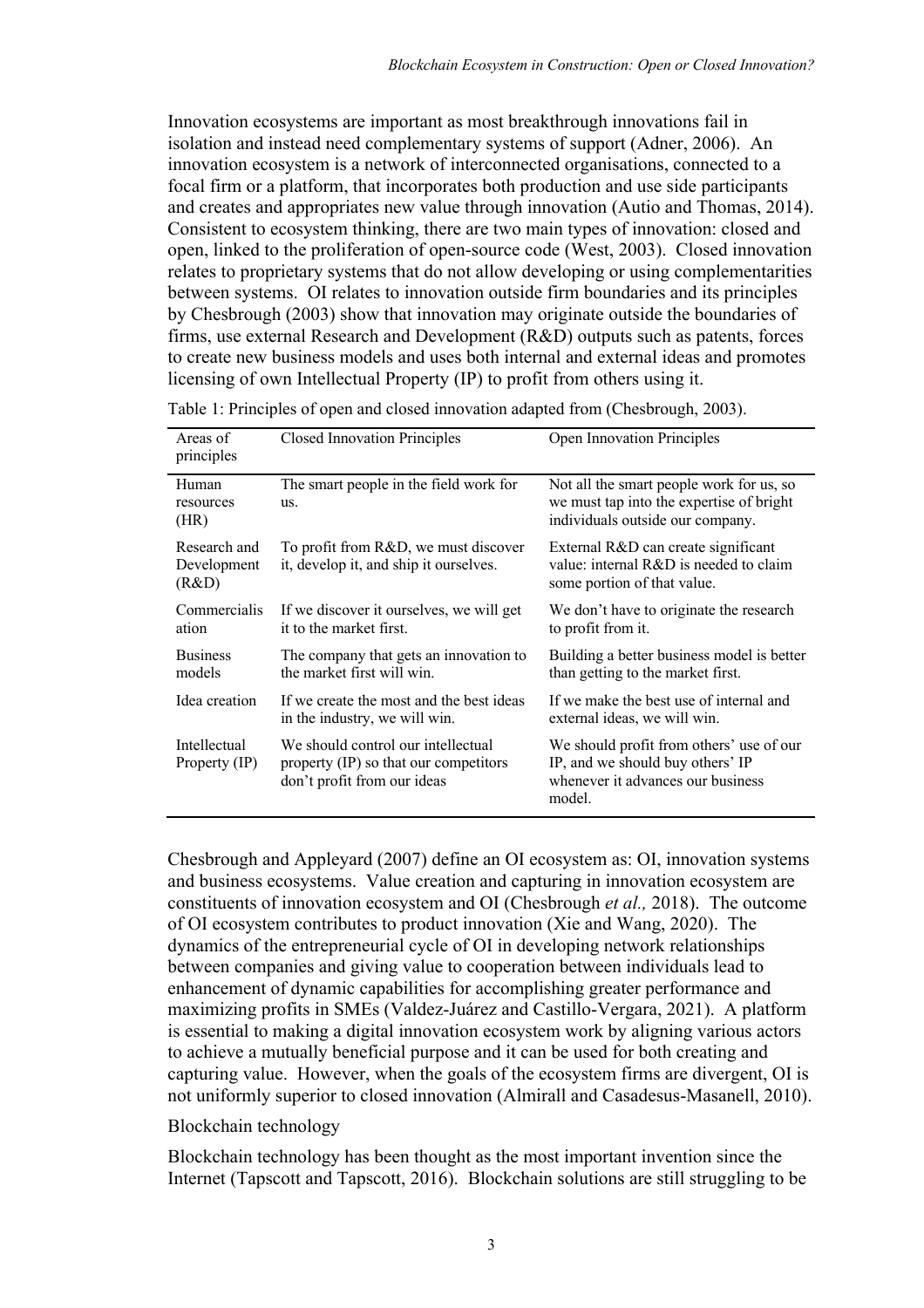Innovation ecosystems are important as most breakthrough innovations fail in isolation and instead need complementary systems of support (Adner, 2006). An innovation ecosystem is a network of interconnected organisations, connected to a focal firm or a platform, that incorporates both production and use side participants and creates and appropriates new value through innovation (Autio and Thomas, 2014). Consistent to ecosystem thinking, there are two main types of innovation: closed and open, linked to the proliferation of open-source code (West, 2003). Closed innovation relates to proprietary systems that do not allow developing or using complementarities between systems. OI relates to innovation outside firm boundaries and its principles by Chesbrough (2003) show that innovation may originate outside the boundaries of firms, use external Research and Development (R&D) outputs such as patents, forces to create new business models and uses both internal and external ideas and promotes licensing of own Intellectual Property (IP) to profit from others using it.

Table 1: Principles of open and closed innovation adapted from (Chesbrough, 2003).

| Areas of principles | Closed Innovation Principles | Open Innovation Principles |
|---|---|---|
| Human resources (HR) | The smart people in the field work for us. | Not all the smart people work for us, so we must tap into the expertise of bright individuals outside our company. |
| Research and Development (R&D) | To profit from R&D, we must discover it, develop it, and ship it ourselves. | External R&D can create significant value: internal R&D is needed to claim some portion of that value. |
| Commercialisation | If we discover it ourselves, we will get it to the market first. | We don't have to originate the research to profit from it. |
| Business models | The company that gets an innovation to the market first will win. | Building a better business model is better than getting to the market first. |
| Idea creation | If we create the most and the best ideas in the industry, we will win. | If we make the best use of internal and external ideas, we will win. |
| Intellectual Property (IP) | We should control our intellectual property (IP) so that our competitors don't profit from our ideas | We should profit from others' use of our IP, and we should buy others' IP whenever it advances our business model. |

Chesbrough and Appleyard (2007) define an OI ecosystem as: OI, innovation systems and business ecosystems. Value creation and capturing in innovation ecosystem are constituents of innovation ecosystem and OI (Chesbrough *et al.,* 2018). The outcome of OI ecosystem contributes to product innovation (Xie and Wang, 2020). The dynamics of the entrepreneurial cycle of OI in developing network relationships between companies and giving value to cooperation between individuals lead to enhancement of dynamic capabilities for accomplishing greater performance and maximizing profits in SMEs (Valdez-Juárez and Castillo-Vergara, 2021). A platform is essential to making a digital innovation ecosystem work by aligning various actors to achieve a mutually beneficial purpose and it can be used for both creating and capturing value. However, when the goals of the ecosystem firms are divergent, OI is not uniformly superior to closed innovation (Almirall and Casadesus-Masanell, 2010).

## Blockchain technology

Blockchain technology has been thought as the most important invention since the Internet (Tapscott and Tapscott, 2016). Blockchain solutions are still struggling to be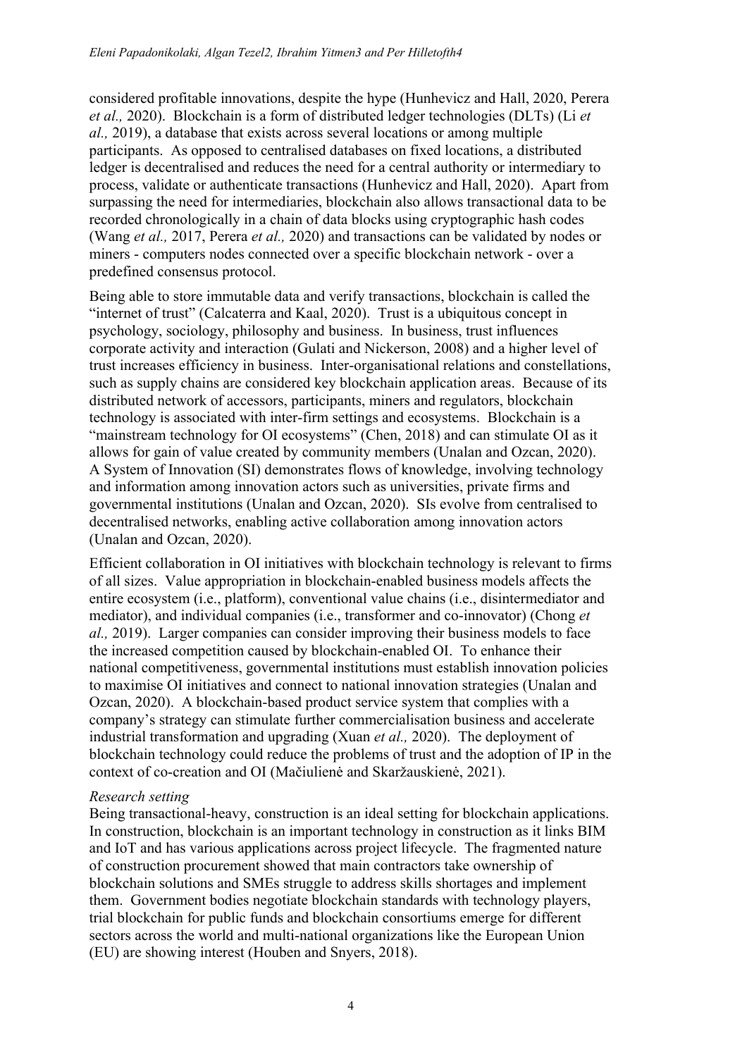considered profitable innovations, despite the hype (Hunhevicz and Hall, 2020, Perera *et al.,* 2020). Blockchain is a form of distributed ledger technologies (DLTs) (Li *et al.,* 2019), a database that exists across several locations or among multiple participants. As opposed to centralised databases on fixed locations, a distributed ledger is decentralised and reduces the need for a central authority or intermediary to process, validate or authenticate transactions (Hunhevicz and Hall, 2020). Apart from surpassing the need for intermediaries, blockchain also allows transactional data to be recorded chronologically in a chain of data blocks using cryptographic hash codes (Wang *et al.,* 2017, Perera *et al.,* 2020) and transactions can be validated by nodes or miners - computers nodes connected over a specific blockchain network - over a predefined consensus protocol.

Being able to store immutable data and verify transactions, blockchain is called the "internet of trust" (Calcaterra and Kaal, 2020). Trust is a ubiquitous concept in psychology, sociology, philosophy and business. In business, trust influences corporate activity and interaction (Gulati and Nickerson, 2008) and a higher level of trust increases efficiency in business. Inter-organisational relations and constellations, such as supply chains are considered key blockchain application areas. Because of its distributed network of accessors, participants, miners and regulators, blockchain technology is associated with inter-firm settings and ecosystems. Blockchain is a "mainstream technology for OI ecosystems" (Chen, 2018) and can stimulate OI as it allows for gain of value created by community members (Unalan and Ozcan, 2020). A System of Innovation (SI) demonstrates flows of knowledge, involving technology and information among innovation actors such as universities, private firms and governmental institutions (Unalan and Ozcan, 2020). SIs evolve from centralised to decentralised networks, enabling active collaboration among innovation actors (Unalan and Ozcan, 2020).

Efficient collaboration in OI initiatives with blockchain technology is relevant to firms of all sizes. Value appropriation in blockchain-enabled business models affects the entire ecosystem (i.e., platform), conventional value chains (i.e., disintermediator and mediator), and individual companies (i.e., transformer and co-innovator) (Chong *et al.,* 2019). Larger companies can consider improving their business models to face the increased competition caused by blockchain-enabled OI. To enhance their national competitiveness, governmental institutions must establish innovation policies to maximise OI initiatives and connect to national innovation strategies (Unalan and Ozcan, 2020). A blockchain-based product service system that complies with a company's strategy can stimulate further commercialisation business and accelerate industrial transformation and upgrading (Xuan *et al.,* 2020). The deployment of blockchain technology could reduce the problems of trust and the adoption of IP in the context of co-creation and OI (Mačiulienė and Skaržauskienė, 2021).

*Research setting*

Being transactional-heavy, construction is an ideal setting for blockchain applications. In construction, blockchain is an important technology in construction as it links BIM and IoT and has various applications across project lifecycle. The fragmented nature of construction procurement showed that main contractors take ownership of blockchain solutions and SMEs struggle to address skills shortages and implement them. Government bodies negotiate blockchain standards with technology players, trial blockchain for public funds and blockchain consortiums emerge for different sectors across the world and multi-national organizations like the European Union (EU) are showing interest (Houben and Snyers, 2018).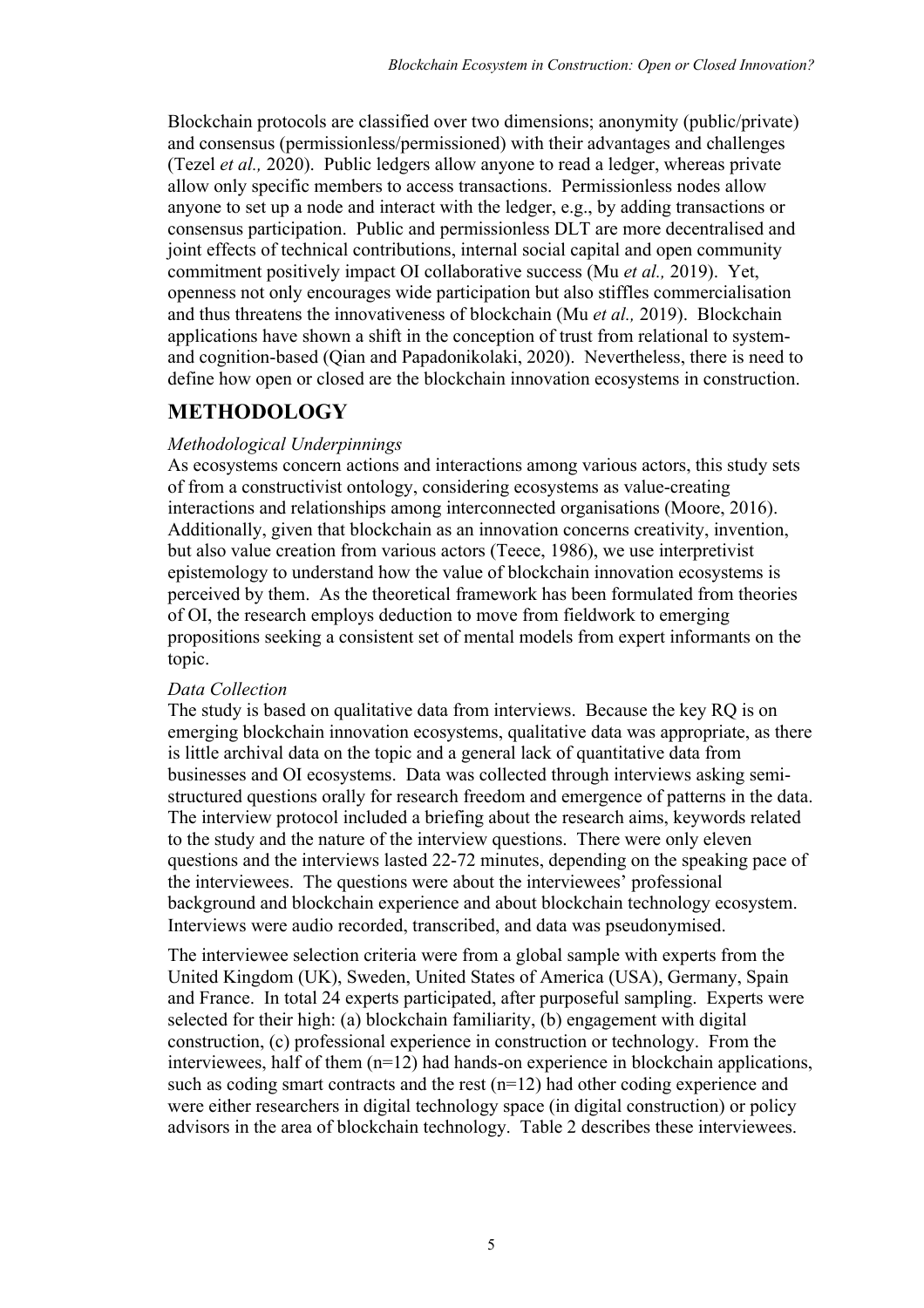Blockchain protocols are classified over two dimensions; anonymity (public/private) and consensus (permissionless/permissioned) with their advantages and challenges (Tezel *et al.,* 2020). Public ledgers allow anyone to read a ledger, whereas private allow only specific members to access transactions. Permissionless nodes allow anyone to set up a node and interact with the ledger, e.g., by adding transactions or consensus participation. Public and permissionless DLT are more decentralised and joint effects of technical contributions, internal social capital and open community commitment positively impact OI collaborative success (Mu *et al.,* 2019). Yet, openness not only encourages wide participation but also stiffles commercialisation and thus threatens the innovativeness of blockchain (Mu *et al.,* 2019). Blockchain applications have shown a shift in the conception of trust from relational to system- and cognition-based (Qian and Papadonikolaki, 2020). Nevertheless, there is need to define how open or closed are the blockchain innovation ecosystems in construction.

## METHODOLOGY

### *Methodological Underpinnings*

As ecosystems concern actions and interactions among various actors, this study sets of from a constructivist ontology, considering ecosystems as value-creating interactions and relationships among interconnected organisations (Moore, 2016). Additionally, given that blockchain as an innovation concerns creativity, invention, but also value creation from various actors (Teece, 1986), we use interpretivist epistemology to understand how the value of blockchain innovation ecosystems is perceived by them. As the theoretical framework has been formulated from theories of OI, the research employs deduction to move from fieldwork to emerging propositions seeking a consistent set of mental models from expert informants on the topic.

### *Data Collection*

The study is based on qualitative data from interviews. Because the key RQ is on emerging blockchain innovation ecosystems, qualitative data was appropriate, as there is little archival data on the topic and a general lack of quantitative data from businesses and OI ecosystems. Data was collected through interviews asking semi-structured questions orally for research freedom and emergence of patterns in the data. The interview protocol included a briefing about the research aims, keywords related to the study and the nature of the interview questions. There were only eleven questions and the interviews lasted 22-72 minutes, depending on the speaking pace of the interviewees. The questions were about the interviewees' professional background and blockchain experience and about blockchain technology ecosystem. Interviews were audio recorded, transcribed, and data was pseudonymised.

The interviewee selection criteria were from a global sample with experts from the United Kingdom (UK), Sweden, United States of America (USA), Germany, Spain and France. In total 24 experts participated, after purposeful sampling. Experts were selected for their high: (a) blockchain familiarity, (b) engagement with digital construction, (c) professional experience in construction or technology. From the interviewees, half of them (n=12) had hands-on experience in blockchain applications, such as coding smart contracts and the rest (n=12) had other coding experience and were either researchers in digital technology space (in digital construction) or policy advisors in the area of blockchain technology. Table 2 describes these interviewees.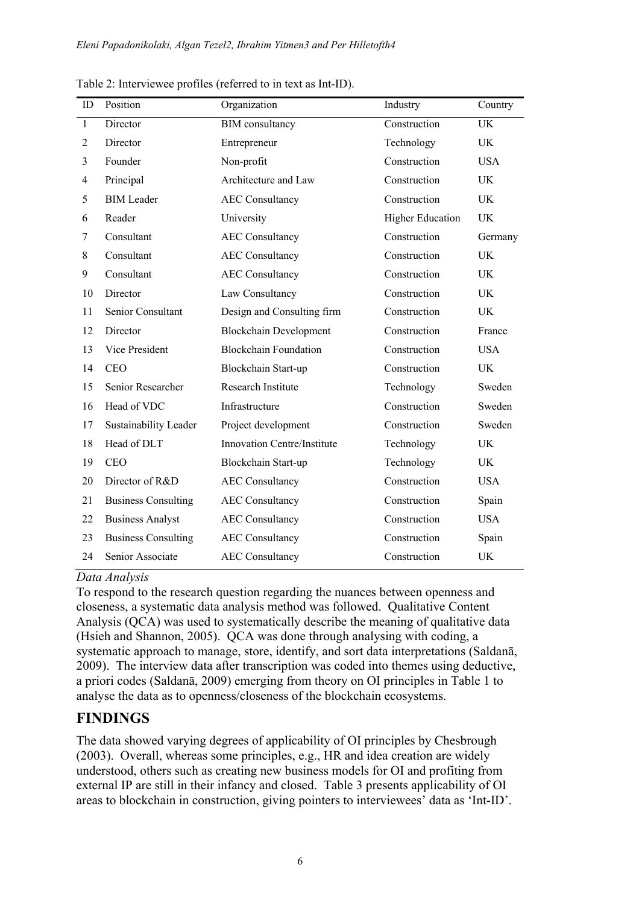Table 2: Interviewee profiles (referred to in text as Int-ID).

| ID | Position | Organization | Industry | Country |
|---|---|---|---|---|
| 1 | Director | BIM consultancy | Construction | UK |
| 2 | Director | Entrepreneur | Technology | UK |
| 3 | Founder | Non-profit | Construction | USA |
| 4 | Principal | Architecture and Law | Construction | UK |
| 5 | BIM Leader | AEC Consultancy | Construction | UK |
| 6 | Reader | University | Higher Education | UK |
| 7 | Consultant | AEC Consultancy | Construction | Germany |
| 8 | Consultant | AEC Consultancy | Construction | UK |
| 9 | Consultant | AEC Consultancy | Construction | UK |
| 10 | Director | Law Consultancy | Construction | UK |
| 11 | Senior Consultant | Design and Consulting firm | Construction | UK |
| 12 | Director | Blockchain Development | Construction | France |
| 13 | Vice President | Blockchain Foundation | Construction | USA |
| 14 | CEO | Blockchain Start-up | Construction | UK |
| 15 | Senior Researcher | Research Institute | Technology | Sweden |
| 16 | Head of VDC | Infrastructure | Construction | Sweden |
| 17 | Sustainability Leader | Project development | Construction | Sweden |
| 18 | Head of DLT | Innovation Centre/Institute | Technology | UK |
| 19 | CEO | Blockchain Start-up | Technology | UK |
| 20 | Director of R&D | AEC Consultancy | Construction | USA |
| 21 | Business Consulting | AEC Consultancy | Construction | Spain |
| 22 | Business Analyst | AEC Consultancy | Construction | USA |
| 23 | Business Consulting | AEC Consultancy | Construction | Spain |
| 24 | Senior Associate | AEC Consultancy | Construction | UK |

*Data Analysis*

To respond to the research question regarding the nuances between openness and closeness, a systematic data analysis method was followed. Qualitative Content Analysis (QCA) was used to systematically describe the meaning of qualitative data (Hsieh and Shannon, 2005). QCA was done through analysing with coding, a systematic approach to manage, store, identify, and sort data interpretations (Saldanā, 2009). The interview data after transcription was coded into themes using deductive, a priori codes (Saldanā, 2009) emerging from theory on OI principles in Table 1 to analyse the data as to openness/closeness of the blockchain ecosystems.

## FINDINGS

The data showed varying degrees of applicability of OI principles by Chesbrough (2003). Overall, whereas some principles, e.g., HR and idea creation are widely understood, others such as creating new business models for OI and profiting from external IP are still in their infancy and closed. Table 3 presents applicability of OI areas to blockchain in construction, giving pointers to interviewees' data as 'Int-ID'.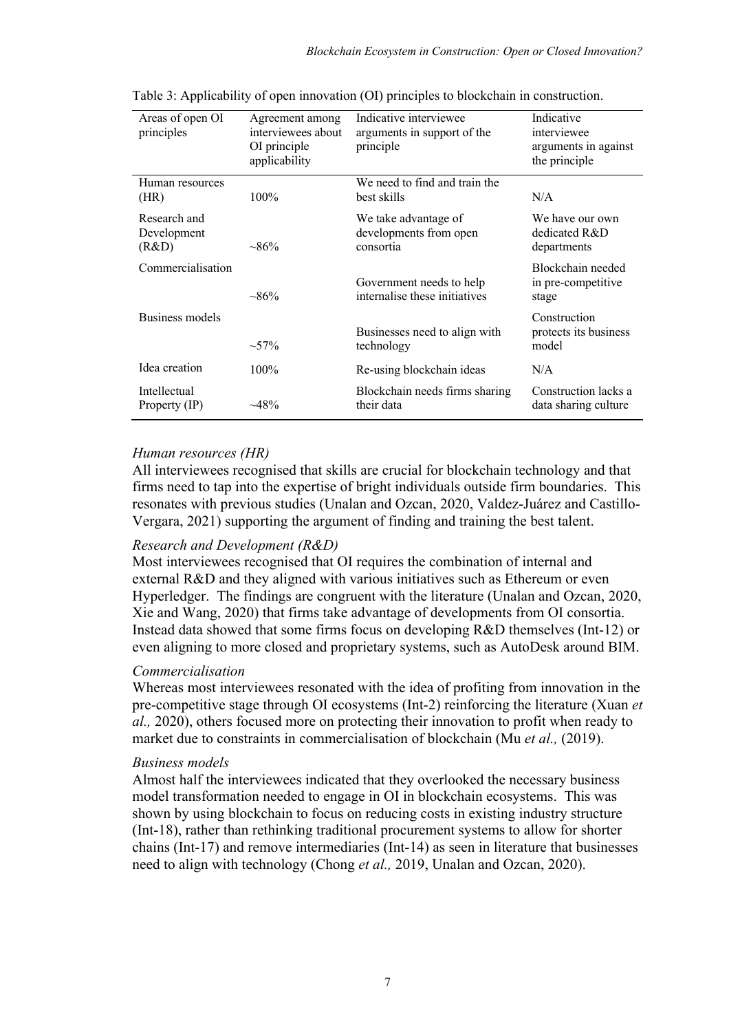Table 3: Applicability of open innovation (OI) principles to blockchain in construction.

| Areas of open OI principles | Agreement among interviewees about OI principle applicability | Indicative interviewee arguments in support of the principle | Indicative interviewee arguments in against the principle |
|---|---|---|---|
| Human resources (HR) | 100% | We need to find and train the best skills | N/A |
| Research and Development (R&D) | ~86% | We take advantage of developments from open consortia | We have our own dedicated R&D departments |
| Commercialisation | ~86% | Government needs to help internalise these initiatives | Blockchain needed in pre-competitive stage |
| Business models | ~57% | Businesses need to align with technology | Construction protects its business model |
| Idea creation | 100% | Re-using blockchain ideas | N/A |
| Intellectual Property (IP) | ~48% | Blockchain needs firms sharing their data | Construction lacks a data sharing culture |

*Human resources (HR)*

All interviewees recognised that skills are crucial for blockchain technology and that firms need to tap into the expertise of bright individuals outside firm boundaries. This resonates with previous studies (Unalan and Ozcan, 2020, Valdez-Juárez and Castillo-Vergara, 2021) supporting the argument of finding and training the best talent.

*Research and Development (R&D)*

Most interviewees recognised that OI requires the combination of internal and external R&D and they aligned with various initiatives such as Ethereum or even Hyperledger. The findings are congruent with the literature (Unalan and Ozcan, 2020, Xie and Wang, 2020) that firms take advantage of developments from OI consortia. Instead data showed that some firms focus on developing R&D themselves (Int-12) or even aligning to more closed and proprietary systems, such as AutoDesk around BIM.

*Commercialisation*

Whereas most interviewees resonated with the idea of profiting from innovation in the pre-competitive stage through OI ecosystems (Int-2) reinforcing the literature (Xuan *et al.,* 2020), others focused more on protecting their innovation to profit when ready to market due to constraints in commercialisation of blockchain (Mu *et al.,* (2019).

*Business models*

Almost half the interviewees indicated that they overlooked the necessary business model transformation needed to engage in OI in blockchain ecosystems. This was shown by using blockchain to focus on reducing costs in existing industry structure (Int-18), rather than rethinking traditional procurement systems to allow for shorter chains (Int-17) and remove intermediaries (Int-14) as seen in literature that businesses need to align with technology (Chong *et al.,* 2019, Unalan and Ozcan, 2020).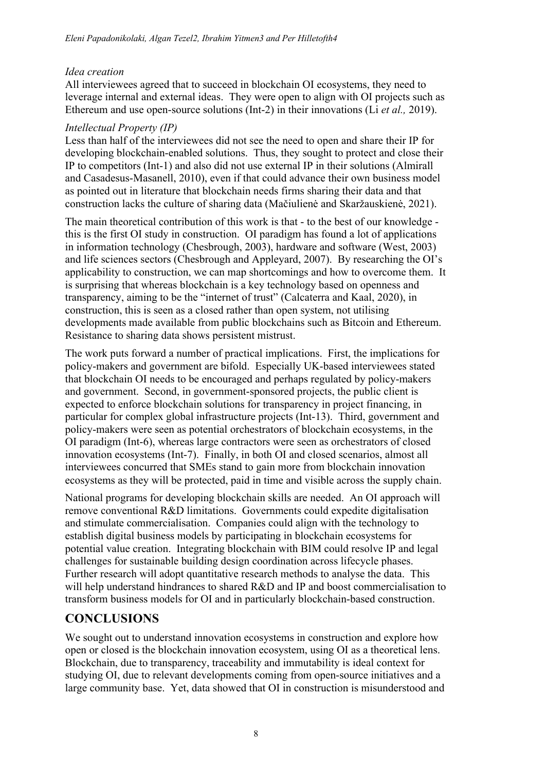*Idea creation*

All interviewees agreed that to succeed in blockchain OI ecosystems, they need to leverage internal and external ideas. They were open to align with OI projects such as Ethereum and use open-source solutions (Int-2) in their innovations (Li *et al.,* 2019).

*Intellectual Property (IP)*

Less than half of the interviewees did not see the need to open and share their IP for developing blockchain-enabled solutions. Thus, they sought to protect and close their IP to competitors (Int-1) and also did not use external IP in their solutions (Almirall and Casadesus-Masanell, 2010), even if that could advance their own business model as pointed out in literature that blockchain needs firms sharing their data and that construction lacks the culture of sharing data (Mačiulienė and Skaržauskienė, 2021).

The main theoretical contribution of this work is that - to the best of our knowledge - this is the first OI study in construction. OI paradigm has found a lot of applications in information technology (Chesbrough, 2003), hardware and software (West, 2003) and life sciences sectors (Chesbrough and Appleyard, 2007). By researching the OI's applicability to construction, we can map shortcomings and how to overcome them. It is surprising that whereas blockchain is a key technology based on openness and transparency, aiming to be the "internet of trust" (Calcaterra and Kaal, 2020), in construction, this is seen as a closed rather than open system, not utilising developments made available from public blockchains such as Bitcoin and Ethereum. Resistance to sharing data shows persistent mistrust.

The work puts forward a number of practical implications. First, the implications for policy-makers and government are bifold. Especially UK-based interviewees stated that blockchain OI needs to be encouraged and perhaps regulated by policy-makers and government. Second, in government-sponsored projects, the public client is expected to enforce blockchain solutions for transparency in project financing, in particular for complex global infrastructure projects (Int-13). Third, government and policy-makers were seen as potential orchestrators of blockchain ecosystems, in the OI paradigm (Int-6), whereas large contractors were seen as orchestrators of closed innovation ecosystems (Int-7). Finally, in both OI and closed scenarios, almost all interviewees concurred that SMEs stand to gain more from blockchain innovation ecosystems as they will be protected, paid in time and visible across the supply chain.

National programs for developing blockchain skills are needed. An OI approach will remove conventional R&D limitations. Governments could expedite digitalisation and stimulate commercialisation. Companies could align with the technology to establish digital business models by participating in blockchain ecosystems for potential value creation. Integrating blockchain with BIM could resolve IP and legal challenges for sustainable building design coordination across lifecycle phases. Further research will adopt quantitative research methods to analyse the data. This will help understand hindrances to shared R&D and IP and boost commercialisation to transform business models for OI and in particularly blockchain-based construction.

## CONCLUSIONS

We sought out to understand innovation ecosystems in construction and explore how open or closed is the blockchain innovation ecosystem, using OI as a theoretical lens. Blockchain, due to transparency, traceability and immutability is ideal context for studying OI, due to relevant developments coming from open-source initiatives and a large community base. Yet, data showed that OI in construction is misunderstood and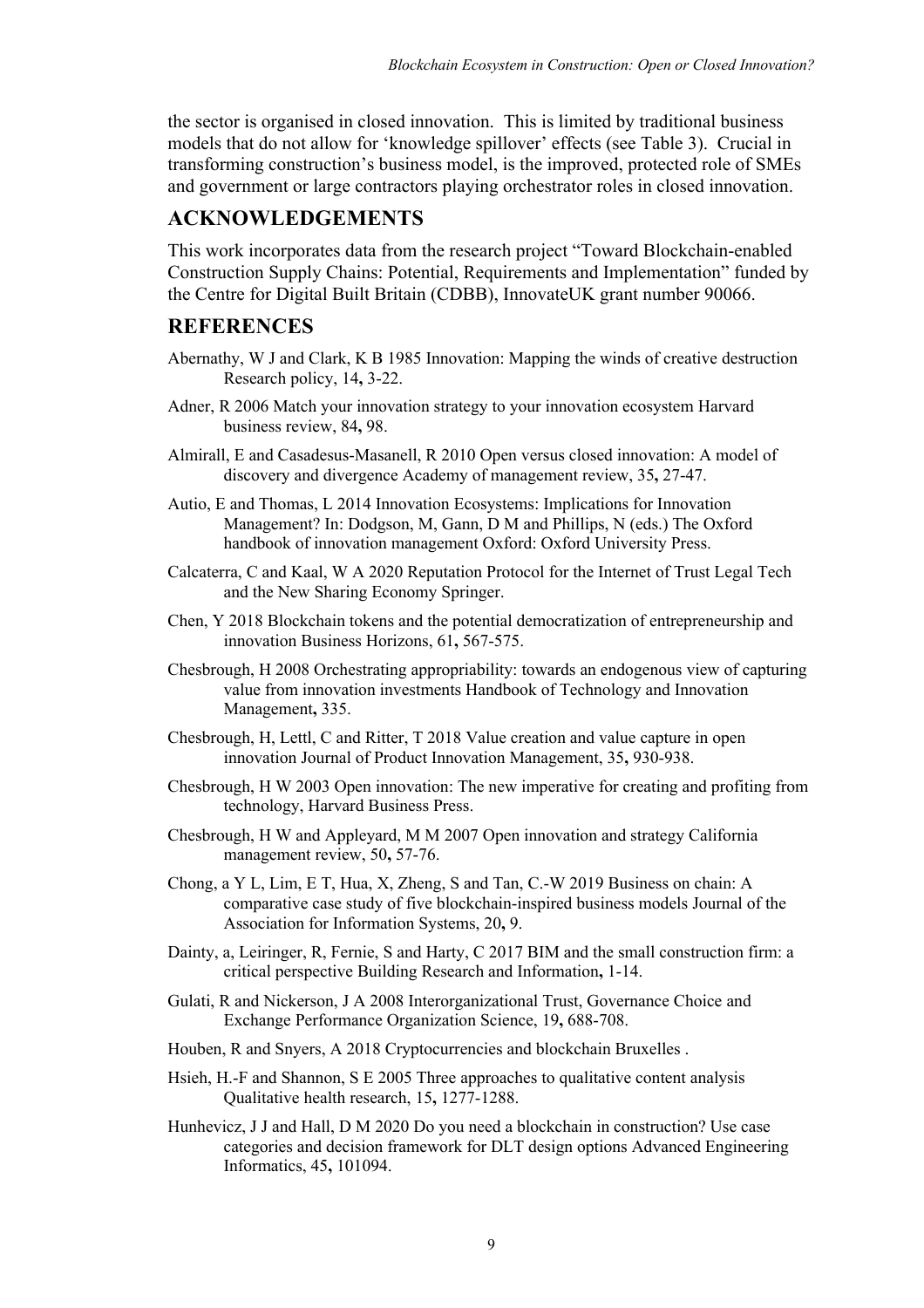the sector is organised in closed innovation. This is limited by traditional business models that do not allow for 'knowledge spillover' effects (see Table 3). Crucial in transforming construction's business model, is the improved, protected role of SMEs and government or large contractors playing orchestrator roles in closed innovation.

## ACKNOWLEDGEMENTS

This work incorporates data from the research project "Toward Blockchain-enabled Construction Supply Chains: Potential, Requirements and Implementation" funded by the Centre for Digital Built Britain (CDBB), InnovateUK grant number 90066.

## REFERENCES

Abernathy, W J and Clark, K B 1985 Innovation: Mapping the winds of creative destruction Research policy, 14**,** 3-22.

Adner, R 2006 Match your innovation strategy to your innovation ecosystem Harvard business review, 84**,** 98.

Almirall, E and Casadesus-Masanell, R 2010 Open versus closed innovation: A model of discovery and divergence Academy of management review, 35**,** 27-47.

Autio, E and Thomas, L 2014 Innovation Ecosystems: Implications for Innovation Management? In: Dodgson, M, Gann, D M and Phillips, N (eds.) The Oxford handbook of innovation management Oxford: Oxford University Press.

Calcaterra, C and Kaal, W A 2020 Reputation Protocol for the Internet of Trust Legal Tech and the New Sharing Economy Springer.

Chen, Y 2018 Blockchain tokens and the potential democratization of entrepreneurship and innovation Business Horizons, 61**,** 567-575.

Chesbrough, H 2008 Orchestrating appropriability: towards an endogenous view of capturing value from innovation investments Handbook of Technology and Innovation Management**,** 335.

Chesbrough, H, Lettl, C and Ritter, T 2018 Value creation and value capture in open innovation Journal of Product Innovation Management, 35**,** 930-938.

Chesbrough, H W 2003 Open innovation: The new imperative for creating and profiting from technology, Harvard Business Press.

Chesbrough, H W and Appleyard, M M 2007 Open innovation and strategy California management review, 50**,** 57-76.

Chong, a Y L, Lim, E T, Hua, X, Zheng, S and Tan, C.-W 2019 Business on chain: A comparative case study of five blockchain-inspired business models Journal of the Association for Information Systems, 20**,** 9.

Dainty, a, Leiringer, R, Fernie, S and Harty, C 2017 BIM and the small construction firm: a critical perspective Building Research and Information**,** 1-14.

Gulati, R and Nickerson, J A 2008 Interorganizational Trust, Governance Choice and Exchange Performance Organization Science, 19**,** 688-708.

Houben, R and Snyers, A 2018 Cryptocurrencies and blockchain Bruxelles .

Hsieh, H.-F and Shannon, S E 2005 Three approaches to qualitative content analysis Qualitative health research, 15**,** 1277-1288.

Hunhevicz, J J and Hall, D M 2020 Do you need a blockchain in construction? Use case categories and decision framework for DLT design options Advanced Engineering Informatics, 45**,** 101094.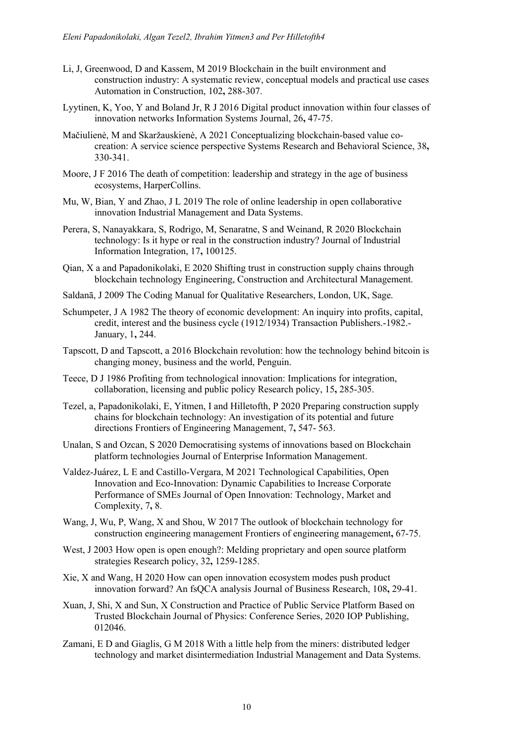Li, J, Greenwood, D and Kassem, M 2019 Blockchain in the built environment and construction industry: A systematic review, conceptual models and practical use cases Automation in Construction, 102**,** 288-307.

Lyytinen, K, Yoo, Y and Boland Jr, R J 2016 Digital product innovation within four classes of innovation networks Information Systems Journal, 26**,** 47-75.

Mačiulienė, M and Skaržauskienė, A 2021 Conceptualizing blockchain-based value co-creation: A service science perspective Systems Research and Behavioral Science, 38**,** 330-341.

Moore, J F 2016 The death of competition: leadership and strategy in the age of business ecosystems, HarperCollins.

Mu, W, Bian, Y and Zhao, J L 2019 The role of online leadership in open collaborative innovation Industrial Management and Data Systems.

Perera, S, Nanayakkara, S, Rodrigo, M, Senaratne, S and Weinand, R 2020 Blockchain technology: Is it hype or real in the construction industry? Journal of Industrial Information Integration, 17**,** 100125.

Qian, X a and Papadonikolaki, E 2020 Shifting trust in construction supply chains through blockchain technology Engineering, Construction and Architectural Management.

Saldanā, J 2009 The Coding Manual for Qualitative Researchers, London, UK, Sage.

Schumpeter, J A 1982 The theory of economic development: An inquiry into profits, capital, credit, interest and the business cycle (1912/1934) Transaction Publishers.-1982.-January, 1**,** 244.

Tapscott, D and Tapscott, a 2016 Blockchain revolution: how the technology behind bitcoin is changing money, business and the world, Penguin.

Teece, D J 1986 Profiting from technological innovation: Implications for integration, collaboration, licensing and public policy Research policy, 15**,** 285-305.

Tezel, a, Papadonikolaki, E, Yitmen, I and Hilletofth, P 2020 Preparing construction supply chains for blockchain technology: An investigation of its potential and future directions Frontiers of Engineering Management, 7**,** 547- 563.

Unalan, S and Ozcan, S 2020 Democratising systems of innovations based on Blockchain platform technologies Journal of Enterprise Information Management.

Valdez-Juárez, L E and Castillo-Vergara, M 2021 Technological Capabilities, Open Innovation and Eco-Innovation: Dynamic Capabilities to Increase Corporate Performance of SMEs Journal of Open Innovation: Technology, Market and Complexity, 7**,** 8.

Wang, J, Wu, P, Wang, X and Shou, W 2017 The outlook of blockchain technology for construction engineering management Frontiers of engineering management**,** 67-75.

West, J 2003 How open is open enough?: Melding proprietary and open source platform strategies Research policy, 32**,** 1259-1285.

Xie, X and Wang, H 2020 How can open innovation ecosystem modes push product innovation forward? An fsQCA analysis Journal of Business Research, 108**,** 29-41.

Xuan, J, Shi, X and Sun, X Construction and Practice of Public Service Platform Based on Trusted Blockchain Journal of Physics: Conference Series, 2020 IOP Publishing, 012046.

Zamani, E D and Giaglis, G M 2018 With a little help from the miners: distributed ledger technology and market disintermediation Industrial Management and Data Systems.